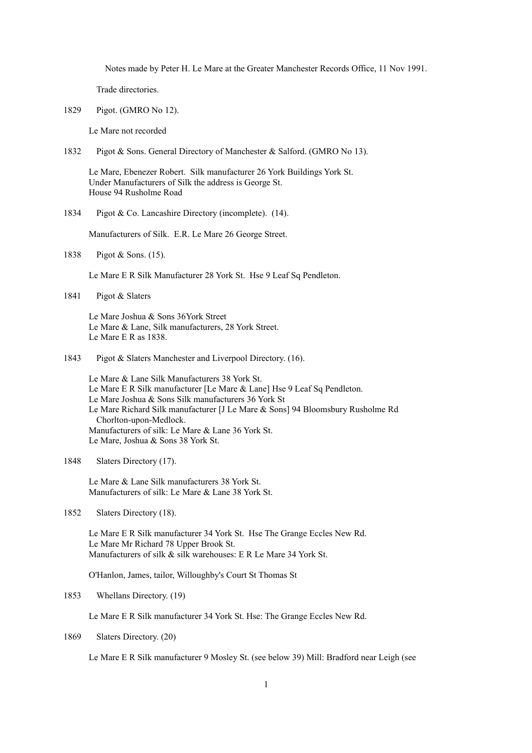Notes made by Peter H. Le Mare at the Greater Manchester Records Office, 11 Nov 1991.

Trade directories.

1829 Pigot. (GMRO No 12).

Le Mare not recorded

1832 Pigot & Sons. General Directory of Manchester & Salford. (GMRO No 13).

Le Mare, Ebenezer Robert. Silk manufacturer 26 York Buildings York St.
Under Manufacturers of Silk the address is George St.
House 94 Rusholme Road

1834 Pigot & Co. Lancashire Directory (incomplete). (14).

Manufacturers of Silk. E.R. Le Mare 26 George Street.

1838 Pigot & Sons. (15).

Le Mare E R Silk Manufacturer 28 York St. Hse 9 Leaf Sq Pendleton.

1841 Pigot & Slaters

Le Mare Joshua & Sons 36York Street
Le Mare & Lane, Silk manufacturers, 28 York Street.
Le Mare E R as 1838.

1843 Pigot & Slaters Manchester and Liverpool Directory. (16).

Le Mare & Lane Silk Manufacturers 38 York St.
Le Mare E R Silk manufacturer [Le Mare & Lane] Hse 9 Leaf Sq Pendleton.
Le Mare Joshua & Sons Silk manufacturers 36 York St
Le Mare Richard Silk manufacturer [J Le Mare & Sons] 94 Bloomsbury Rusholme Rd Chorlton-upon-Medlock.
Manufacturers of silk: Le Mare & Lane 36 York St.
Le Mare, Joshua & Sons 38 York St.

1848 Slaters Directory (17).

Le Mare & Lane Silk manufacturers 38 York St.
Manufacturers of silk: Le Mare & Lane 38 York St.

1852 Slaters Directory (18).

Le Mare E R Silk manufacturer 34 York St. Hse The Grange Eccles New Rd.
Le Mare Mr Richard 78 Upper Brook St.
Manufacturers of silk & silk warehouses: E R Le Mare 34 York St.

O'Hanlon, James, tailor, Willoughby's Court St Thomas St

1853 Whellans Directory. (19)

Le Mare E R Silk manufacturer 34 York St. Hse: The Grange Eccles New Rd.

1869 Slaters Directory. (20)

Le Mare E R Silk manufacturer 9 Mosley St. (see below 39) Mill: Bradford near Leigh (see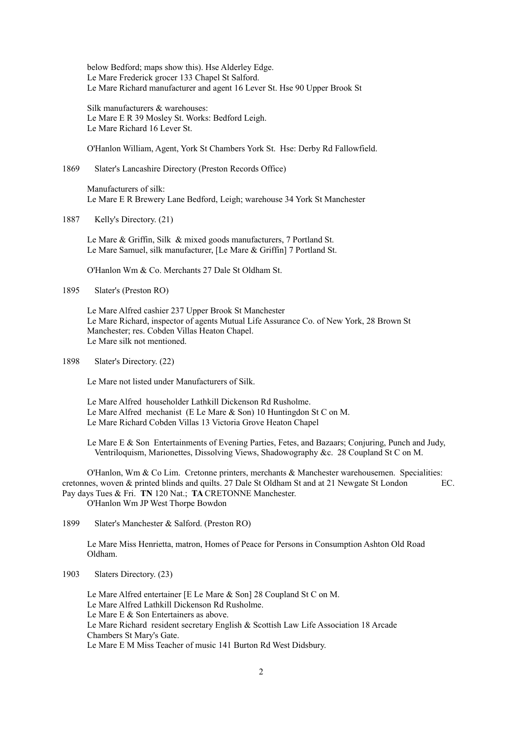below Bedford; maps show this). Hse Alderley Edge.
Le Mare Frederick grocer 133 Chapel St Salford.
Le Mare Richard manufacturer and agent 16 Lever St. Hse 90 Upper Brook St

Silk manufacturers & warehouses:
Le Mare E R 39 Mosley St. Works: Bedford Leigh.
Le Mare Richard 16 Lever St.

O'Hanlon William, Agent, York St Chambers York St. Hse: Derby Rd Fallowfield.

1869 Slater's Lancashire Directory (Preston Records Office)

Manufacturers of silk:
Le Mare E R Brewery Lane Bedford, Leigh; warehouse 34 York St Manchester

1887 Kelly's Directory. (21)

Le Mare & Griffin, Silk & mixed goods manufacturers, 7 Portland St.
Le Mare Samuel, silk manufacturer, [Le Mare & Griffin] 7 Portland St.

O'Hanlon Wm & Co. Merchants 27 Dale St Oldham St.

1895 Slater's (Preston RO)

Le Mare Alfred cashier 237 Upper Brook St Manchester
Le Mare Richard, inspector of agents Mutual Life Assurance Co. of New York, 28 Brown St Manchester; res. Cobden Villas Heaton Chapel.
Le Mare silk not mentioned.

1898 Slater's Directory. (22)

Le Mare not listed under Manufacturers of Silk.

Le Mare Alfred householder Lathkill Dickenson Rd Rusholme.
Le Mare Alfred mechanist (E Le Mare & Son) 10 Huntingdon St C on M.
Le Mare Richard Cobden Villas 13 Victoria Grove Heaton Chapel

Le Mare E & Son Entertainments of Evening Parties, Fetes, and Bazaars; Conjuring, Punch and Judy, Ventriloquism, Marionettes, Dissolving Views, Shadowography &c. 28 Coupland St C on M.

O'Hanlon, Wm & Co Lim. Cretonne printers, merchants & Manchester warehousemen. Specialities: cretonnes, woven & printed blinds and quilts. 27 Dale St Oldham St and at 21 Newgate St London EC. Pay days Tues & Fri. **TN** 120 Nat.; **TA** CRETONNE Manchester.
O'Hanlon Wm JP West Thorpe Bowdon

1899 Slater's Manchester & Salford. (Preston RO)

Le Mare Miss Henrietta, matron, Homes of Peace for Persons in Consumption Ashton Old Road Oldham.

1903 Slaters Directory. (23)

Le Mare Alfred entertainer [E Le Mare & Son] 28 Coupland St C on M.
Le Mare Alfred Lathkill Dickenson Rd Rusholme.
Le Mare E & Son Entertainers as above.
Le Mare Richard resident secretary English & Scottish Law Life Association 18 Arcade Chambers St Mary's Gate.
Le Mare E M Miss Teacher of music 141 Burton Rd West Didsbury.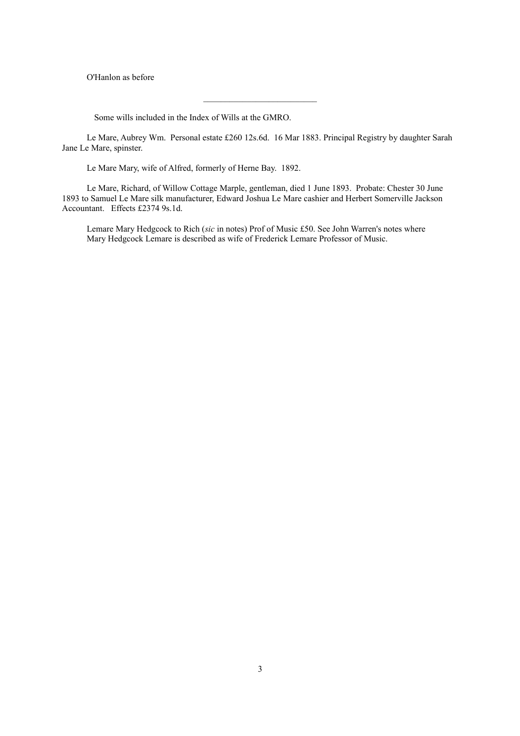O'Hanlon as before

---

Some wills included in the Index of Wills at the GMRO.

Le Mare, Aubrey Wm. Personal estate £260 12s.6d. 16 Mar 1883. Principal Registry by daughter Sarah Jane Le Mare, spinster.

Le Mare Mary, wife of Alfred, formerly of Herne Bay. 1892.

Le Mare, Richard, of Willow Cottage Marple, gentleman, died 1 June 1893. Probate: Chester 30 June 1893 to Samuel Le Mare silk manufacturer, Edward Joshua Le Mare cashier and Herbert Somerville Jackson Accountant. Effects £2374 9s.1d.

Lemare Mary Hedgcock to Rich (*sic* in notes) Prof of Music £50. See John Warren's notes where Mary Hedgcock Lemare is described as wife of Frederick Lemare Professor of Music.